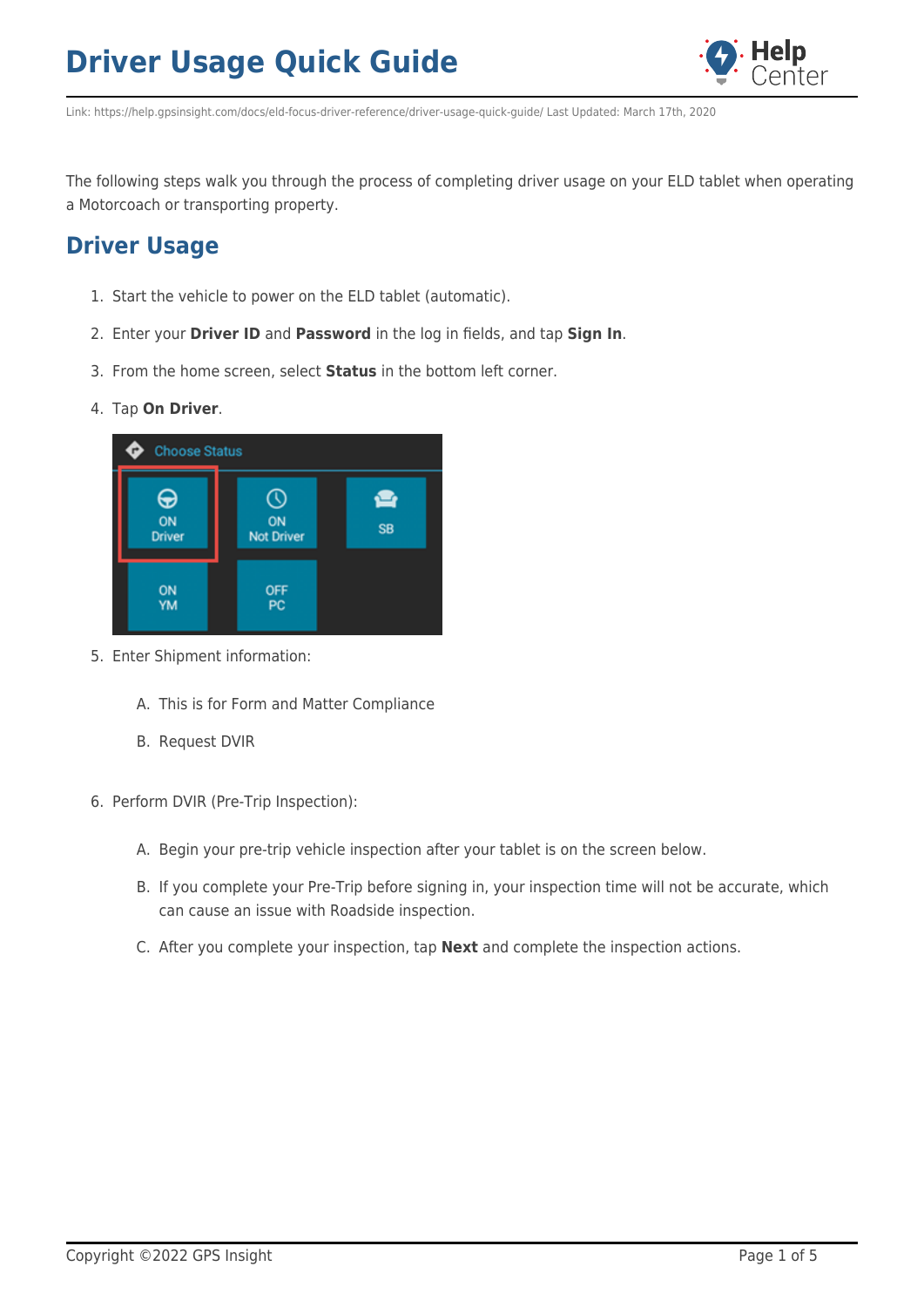# Driver Usage Quick Guide

Link: https://help.gpsinsight.com/docs/eld-focus-driver-reference/driver-usage-quick-guide/ Last Updated: March 17th, 2020

The following steps walk you through the process of completing driver usage on your ELD tablet when operating a Motorcoach or transporting property.

## Driver Usage

1. Start the vehicle to power on the ELD tablet (automatic).
2. Enter your **Driver ID** and **Password** in the log in fields, and tap **Sign In**.
3. From the home screen, select **Status** in the bottom left corner.
4. Tap **On Driver**.

Choose Status

ON Driver
ON Not Driver
SB
ON YM
OFF PC

5. Enter Shipment information:
   - A. This is for Form and Matter Compliance
   - B. Request DVIR
6. Perform DVIR (Pre-Trip Inspection):
   - A. Begin your pre-trip vehicle inspection after your tablet is on the screen below.
   - B. If you complete your Pre-Trip before signing in, your inspection time will not be accurate, which can cause an issue with Roadside inspection.
   - C. After you complete your inspection, tap **Next** and complete the inspection actions.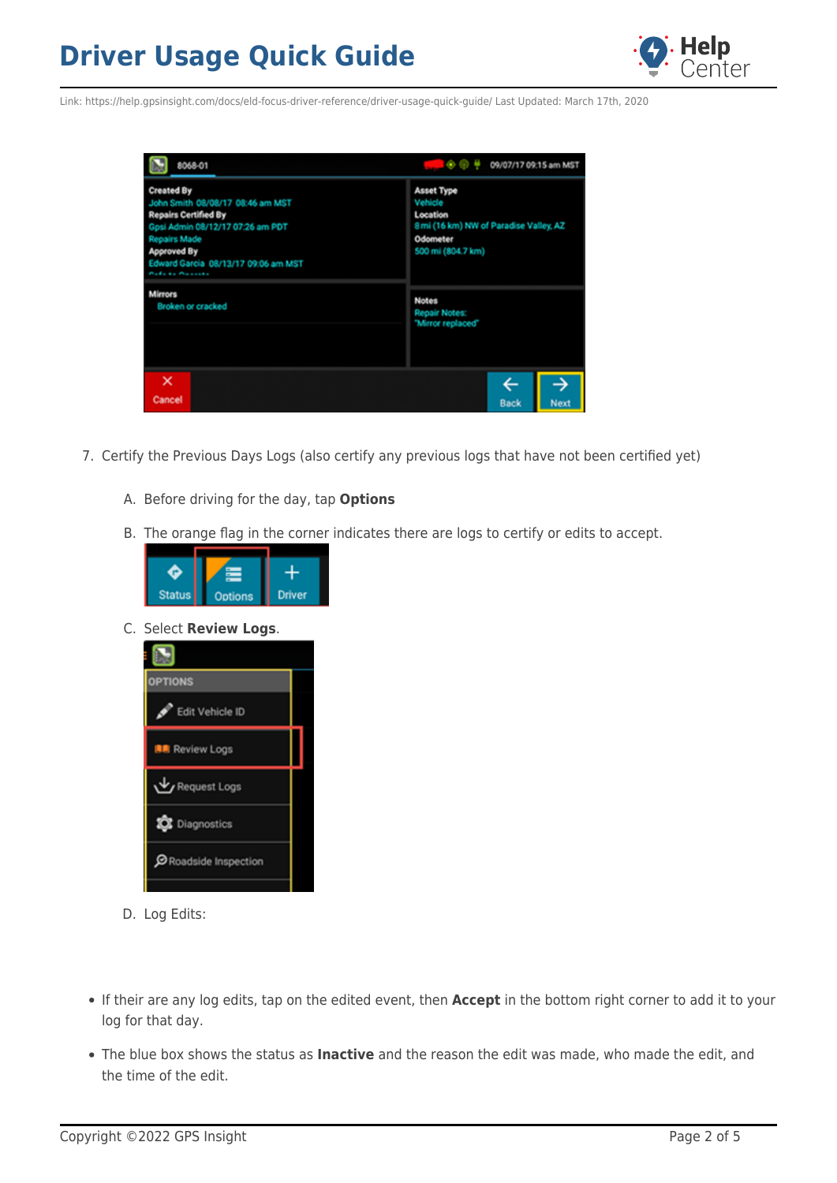7. Certify the Previous Days Logs (also certify any previous logs that have not been certified yet)

   A. Before driving for the day, tap **Options**

   B. The orange flag in the corner indicates there are logs to certify or edits to accept.

   C. Select **Review Logs**.

   D. Log Edits:

- If their are any log edits, tap on the edited event, then **Accept** in the bottom right corner to add it to your log for that day.
- The blue box shows the status as **Inactive** and the reason the edit was made, who made the edit, and the time of the edit.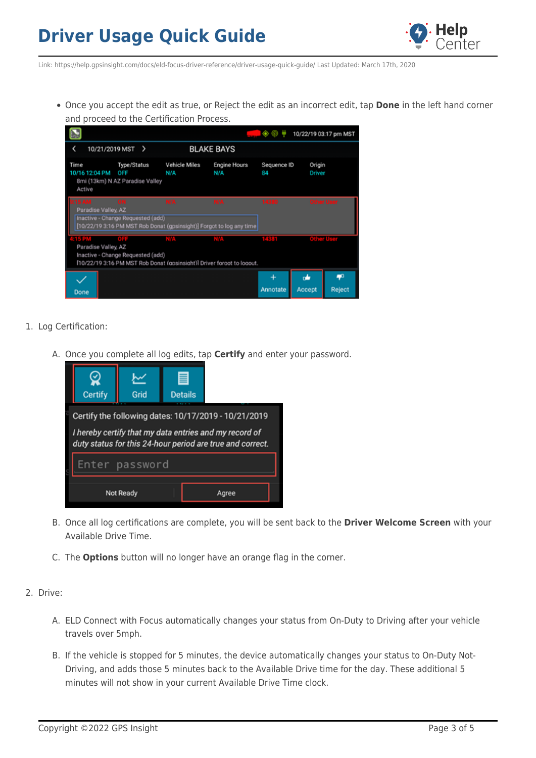- Once you accept the edit as true, or Reject the edit as an incorrect edit, tap **Done** in the left hand corner and proceed to the Certification Process.

1. Log Certification:

   A. Once you complete all log edits, tap **Certify** and enter your password.

   B. Once all log certifications are complete, you will be sent back to the **Driver Welcome Screen** with your Available Drive Time.

   C. The **Options** button will no longer have an orange flag in the corner.

2. Drive:

   A. ELD Connect with Focus automatically changes your status from On-Duty to Driving after your vehicle travels over 5mph.

   B. If the vehicle is stopped for 5 minutes, the device automatically changes your status to On-Duty Not-Driving, and adds those 5 minutes back to the Available Drive time for the day. These additional 5 minutes will not show in your current Available Drive Time clock.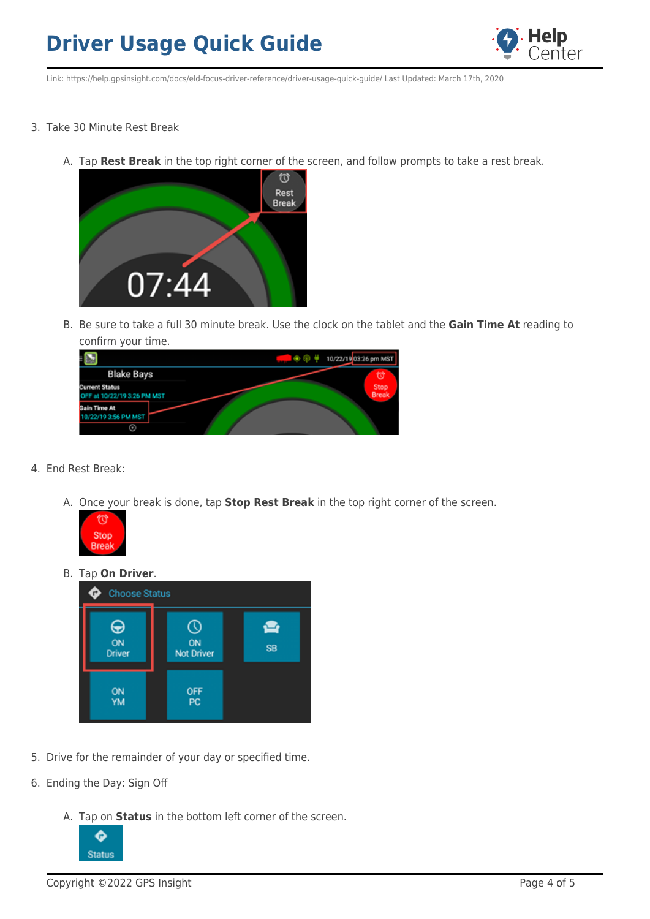3. Take 30 Minute Rest Break

    A. Tap **Rest Break** in the top right corner of the screen, and follow prompts to take a rest break.

    B. Be sure to take a full 30 minute break. Use the clock on the tablet and the **Gain Time At** reading to confirm your time.

4. End Rest Break:

    A. Once your break is done, tap **Stop Rest Break** in the top right corner of the screen.

    B. Tap **On Driver**.

5. Drive for the remainder of your day or specified time.

6. Ending the Day: Sign Off

    A. Tap on **Status** in the bottom left corner of the screen.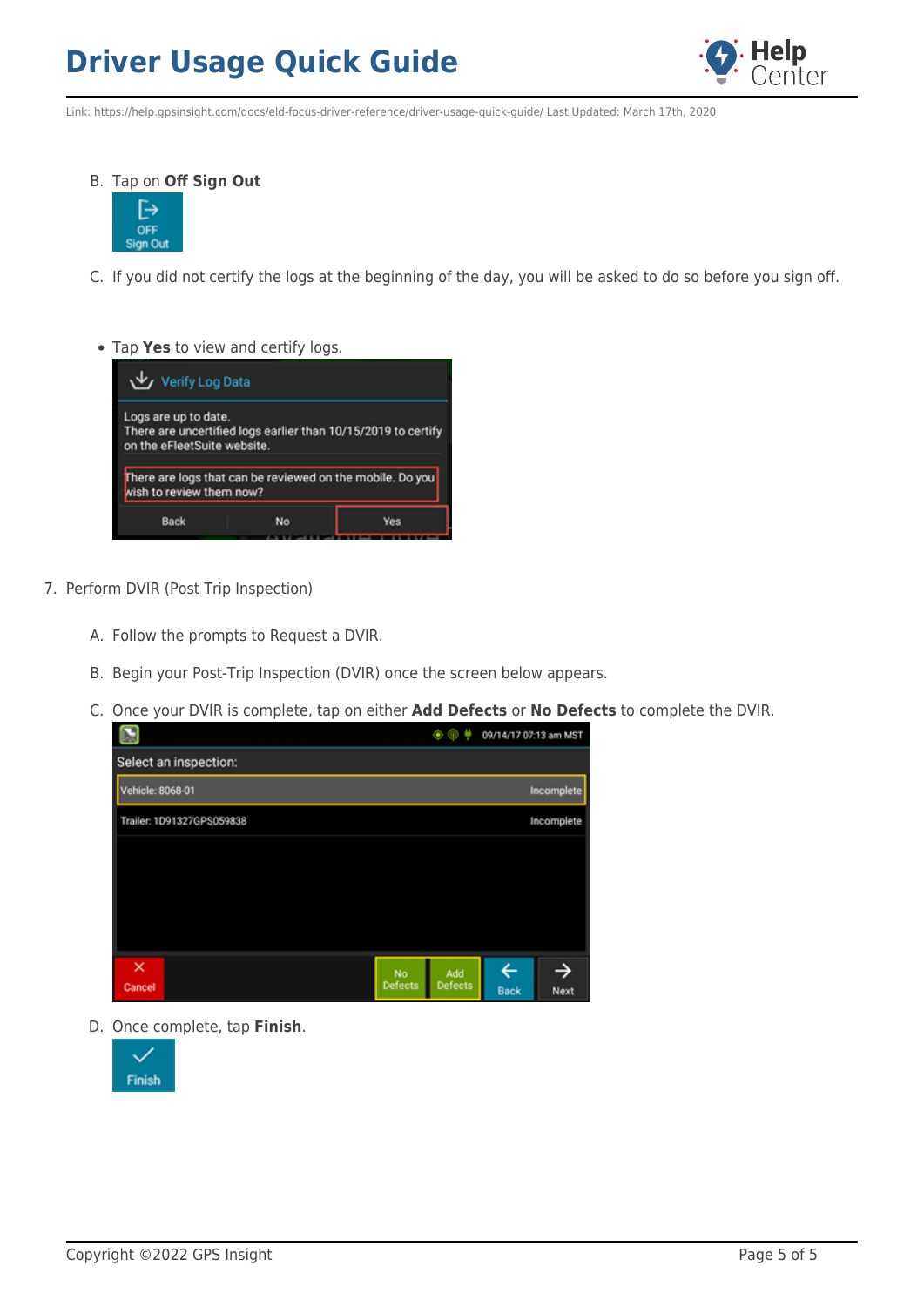B. Tap on **Off Sign Out**

C. If you did not certify the logs at the beginning of the day, you will be asked to do so before you sign off.

- Tap **Yes** to view and certify logs.

7. Perform DVIR (Post Trip Inspection)

A. Follow the prompts to Request a DVIR.

B. Begin your Post-Trip Inspection (DVIR) once the screen below appears.

C. Once your DVIR is complete, tap on either **Add Defects** or **No Defects** to complete the DVIR.

D. Once complete, tap **Finish**.